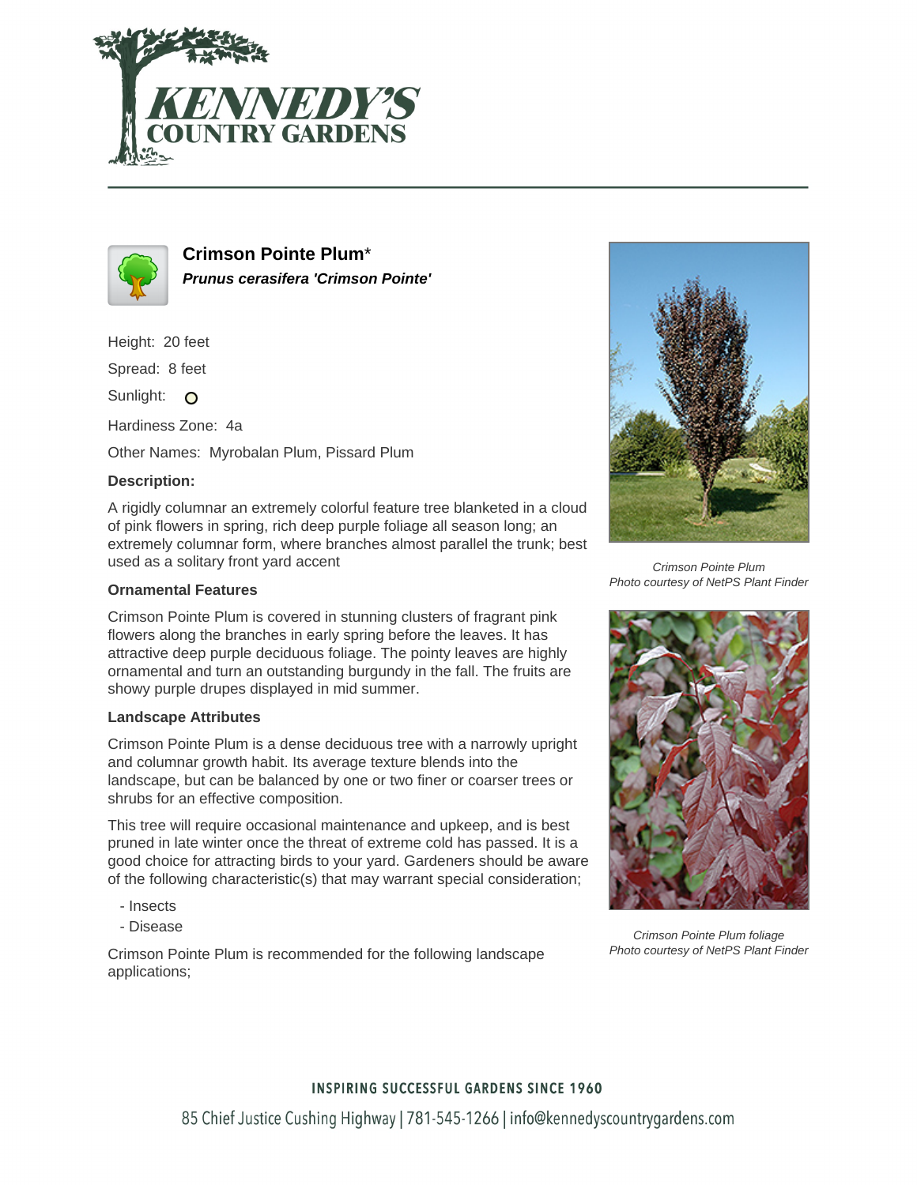# Crimson Pointe Plum*

***Prunus cerasifera 'Crimson Pointe'***

Height: 20 feet

Spread: 8 feet

Sunlight: O

Hardiness Zone: 4a

Other Names: Myrobalan Plum, Pissard Plum

### Description:

A rigidly columnar an extremely colorful feature tree blanketed in a cloud of pink flowers in spring, rich deep purple foliage all season long; an extremely columnar form, where branches almost parallel the trunk; best used as a solitary front yard accent

### Ornamental Features

Crimson Pointe Plum is covered in stunning clusters of fragrant pink flowers along the branches in early spring before the leaves. It has attractive deep purple deciduous foliage. The pointy leaves are highly ornamental and turn an outstanding burgundy in the fall. The fruits are showy purple drupes displayed in mid summer.

### Landscape Attributes

Crimson Pointe Plum is a dense deciduous tree with a narrowly upright and columnar growth habit. Its average texture blends into the landscape, but can be balanced by one or two finer or coarser trees or shrubs for an effective composition.

This tree will require occasional maintenance and upkeep, and is best pruned in late winter once the threat of extreme cold has passed. It is a good choice for attracting birds to your yard. Gardeners should be aware of the following characteristic(s) that may warrant special consideration;

- Insects
- Disease

Crimson Pointe Plum is recommended for the following landscape applications;

*Crimson Pointe Plum*
*Photo courtesy of NetPS Plant Finder*

*Crimson Pointe Plum foliage*
*Photo courtesy of NetPS Plant Finder*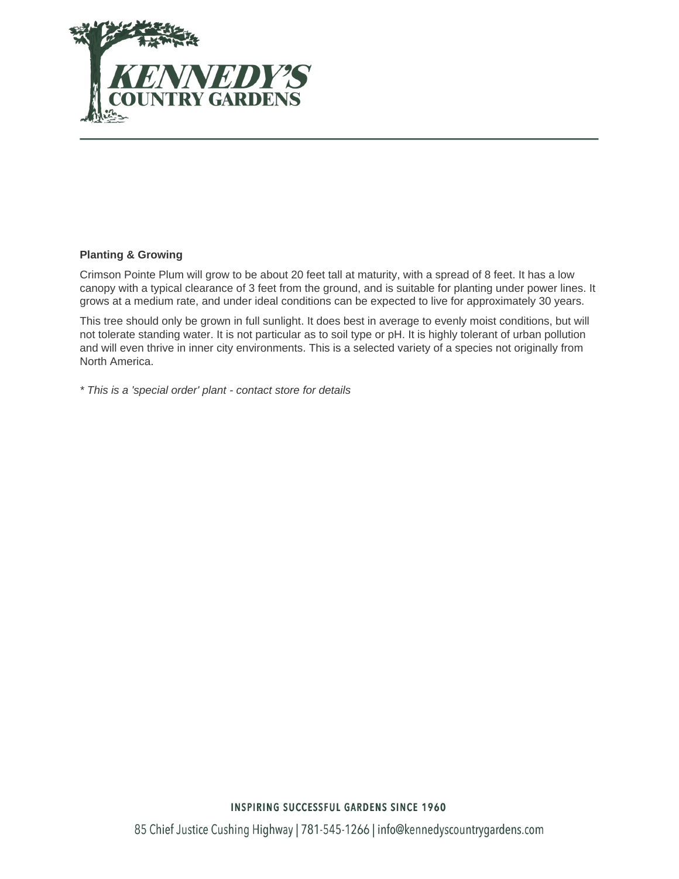**Planting & Growing**

Crimson Pointe Plum will grow to be about 20 feet tall at maturity, with a spread of 8 feet. It has a low canopy with a typical clearance of 3 feet from the ground, and is suitable for planting under power lines. It grows at a medium rate, and under ideal conditions can be expected to live for approximately 30 years.

This tree should only be grown in full sunlight. It does best in average to evenly moist conditions, but will not tolerate standing water. It is not particular as to soil type or pH. It is highly tolerant of urban pollution and will even thrive in inner city environments. This is a selected variety of a species not originally from North America.

*\* This is a 'special order' plant - contact store for details*